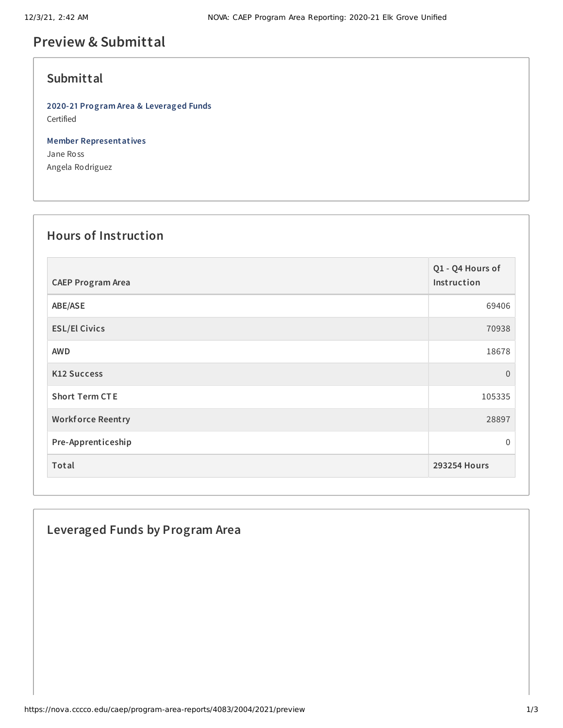# Preview & Submittal

## Submittal

**2020-21 Program Area & Leveraged Funds**
Certified

**Member Representatives**
Jane Ross
Angela Rodriguez

## Hours of Instruction

| CAEP Program Area | Q1 - Q4 Hours of Instruction |
| --- | --- |
| ABE/ASE | 69406 |
| ESL/El Civics | 70938 |
| AWD | 18678 |
| K12 Success | 0 |
| Short Term CTE | 105335 |
| Workforce Reentry | 28897 |
| Pre-Apprenticeship | 0 |
| Total | 293254 Hours |

## Leveraged Funds by Program Area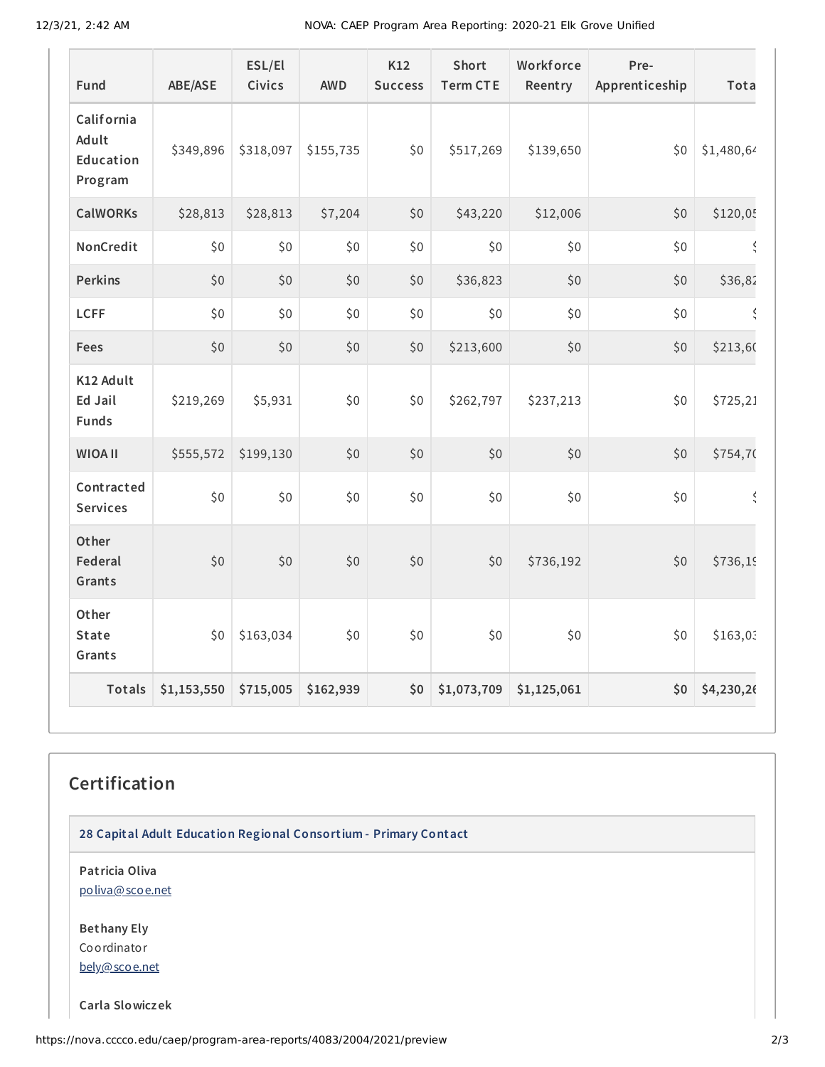| Fund | ABE/ASE | ESL/El Civics | AWD | K12 Success | Short Term CTE | Workforce Reentry | Pre-Apprenticeship | Tota |
|---|---|---|---|---|---|---|---|---|
| California Adult Education Program | $349,896 | $318,097 | $155,735 | $0 | $517,269 | $139,650 | $0 | $1,480,64 |
| CalWORKs | $28,813 | $28,813 | $7,204 | $0 | $43,220 | $12,006 | $0 | $120,05 |
| NonCredit | $0 | $0 | $0 | $0 | $0 | $0 | $0 | $ |
| Perkins | $0 | $0 | $0 | $0 | $36,823 | $0 | $0 | $36,82 |
| LCFF | $0 | $0 | $0 | $0 | $0 | $0 | $0 | $ |
| Fees | $0 | $0 | $0 | $0 | $213,600 | $0 | $0 | $213,60 |
| K12 Adult Ed Jail Funds | $219,269 | $5,931 | $0 | $0 | $262,797 | $237,213 | $0 | $725,21 |
| WIOA II | $555,572 | $199,130 | $0 | $0 | $0 | $0 | $0 | $754,70 |
| Contracted Services | $0 | $0 | $0 | $0 | $0 | $0 | $0 | $ |
| Other Federal Grants | $0 | $0 | $0 | $0 | $0 | $736,192 | $0 | $736,19 |
| Other State Grants | $0 | $163,034 | $0 | $0 | $0 | $0 | $0 | $163,03 |
| **Totals** | **$1,153,550** | **$715,005** | **$162,939** | **$0** | **$1,073,709** | **$1,125,061** | **$0** | **$4,230,26** |

## Certification

**28 Capital Adult Education Regional Consortium - Primary Contact**

**Patricia Oliva**
poliva@scoe.net

**Bethany Ely**
Coordinator
bely@scoe.net

**Carla Slowiczek**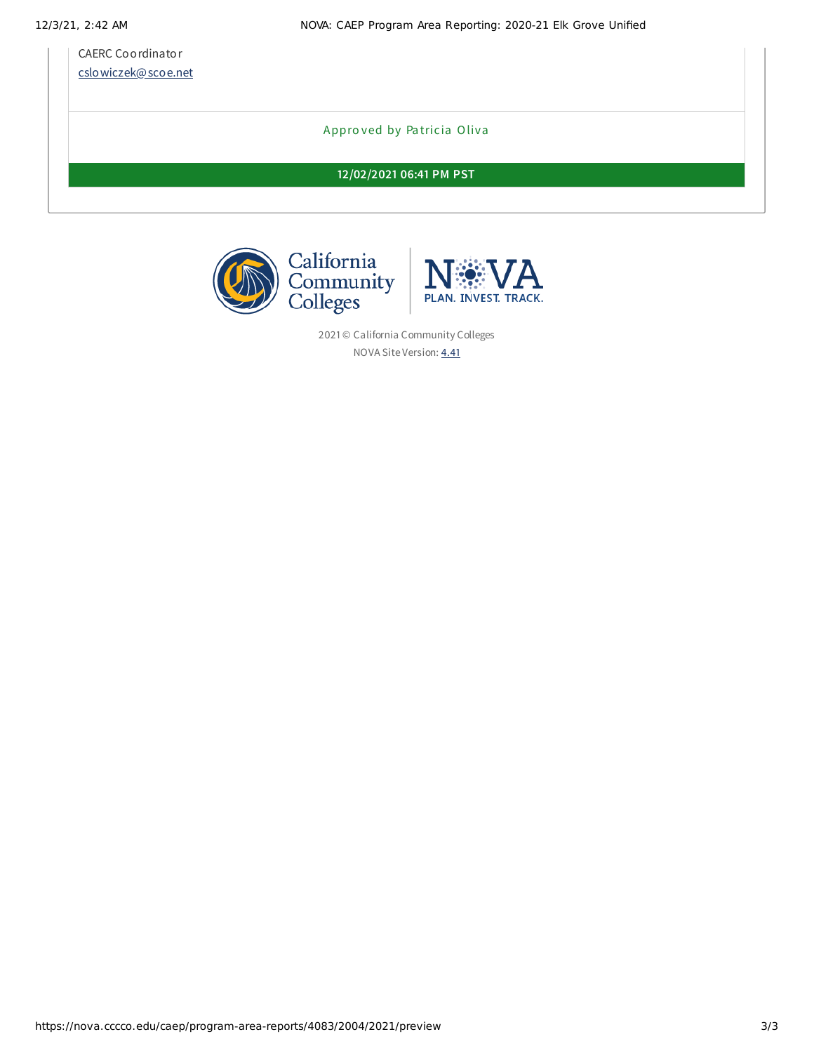CAERC Coordinator
cslowiczek@scoe.net

Approved by Patricia Oliva

**12/02/2021 06:41 PM PST**

2021 © California Community Colleges
NOVA Site Version: 4.41